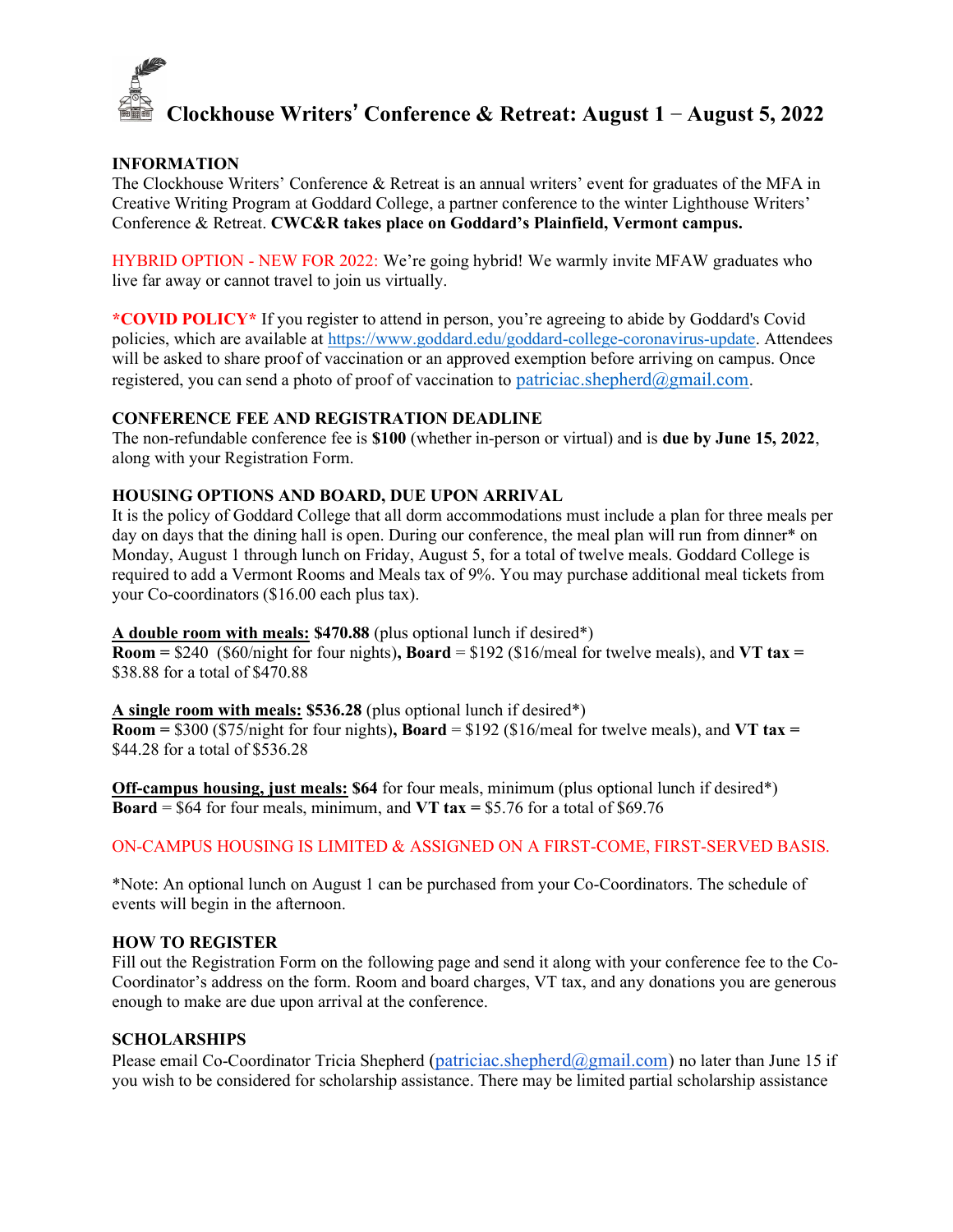# Clockhouse Writers' Conference & Retreat: August 1 – August 5, 2022

**INFORMATION**

The Clockhouse Writers' Conference & Retreat is an annual writers' event for graduates of the MFA in Creative Writing Program at Goddard College, a partner conference to the winter Lighthouse Writers' Conference & Retreat. **CWC&R takes place on Goddard's Plainfield, Vermont campus.**

HYBRID OPTION - NEW FOR 2022: We're going hybrid! We warmly invite MFAW graduates who live far away or cannot travel to join us virtually.

**\*COVID POLICY\*** If you register to attend in person, you're agreeing to abide by Goddard's Covid policies, which are available at https://www.goddard.edu/goddard-college-coronavirus-update. Attendees will be asked to share proof of vaccination or an approved exemption before arriving on campus. Once registered, you can send a photo of proof of vaccination to patriciac.shepherd@gmail.com.

**CONFERENCE FEE AND REGISTRATION DEADLINE**

The non-refundable conference fee is **$100** (whether in-person or virtual) and is **due by June 15, 2022**, along with your Registration Form.

**HOUSING OPTIONS AND BOARD, DUE UPON ARRIVAL**

It is the policy of Goddard College that all dorm accommodations must include a plan for three meals per day on days that the dining hall is open. During our conference, the meal plan will run from dinner* on Monday, August 1 through lunch on Friday, August 5, for a total of twelve meals. Goddard College is required to add a Vermont Rooms and Meals tax of 9%. You may purchase additional meal tickets from your Co-coordinators ($16.00 each plus tax).

**A double room with meals: $470.88** (plus optional lunch if desired*)
**Room =** $240 ($60/night for four nights)**, Board** = $192 ($16/meal for twelve meals), and **VT tax =** $38.88 for a total of $470.88

**A single room with meals: $536.28** (plus optional lunch if desired*)
**Room =** $300 ($75/night for four nights)**, Board** = $192 ($16/meal for twelve meals), and **VT tax =** $44.28 for a total of $536.28

**Off-campus housing, just meals: $64** for four meals, minimum (plus optional lunch if desired*)
**Board** = $64 for four meals, minimum, and **VT tax =** $5.76 for a total of $69.76

ON-CAMPUS HOUSING IS LIMITED & ASSIGNED ON A FIRST-COME, FIRST-SERVED BASIS.

*Note: An optional lunch on August 1 can be purchased from your Co-Coordinators. The schedule of events will begin in the afternoon.

**HOW TO REGISTER**

Fill out the Registration Form on the following page and send it along with your conference fee to the Co-Coordinator's address on the form. Room and board charges, VT tax, and any donations you are generous enough to make are due upon arrival at the conference.

**SCHOLARSHIPS**

Please email Co-Coordinator Tricia Shepherd (patriciac.shepherd@gmail.com) no later than June 15 if you wish to be considered for scholarship assistance. There may be limited partial scholarship assistance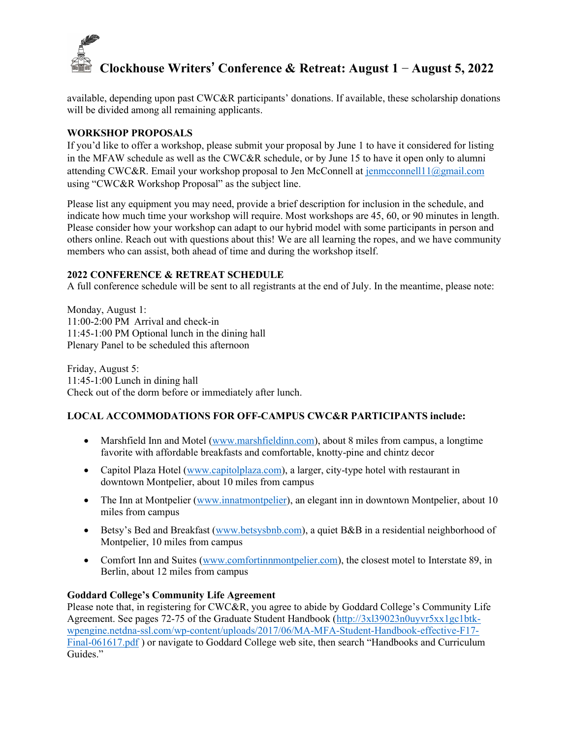available, depending upon past CWC&R participants' donations. If available, these scholarship donations will be divided among all remaining applicants.

**WORKSHOP PROPOSALS**

If you'd like to offer a workshop, please submit your proposal by June 1 to have it considered for listing in the MFAW schedule as well as the CWC&R schedule, or by June 15 to have it open only to alumni attending CWC&R. Email your workshop proposal to Jen McConnell at jenmcconnell11@gmail.com using "CWC&R Workshop Proposal" as the subject line.

Please list any equipment you may need, provide a brief description for inclusion in the schedule, and indicate how much time your workshop will require. Most workshops are 45, 60, or 90 minutes in length. Please consider how your workshop can adapt to our hybrid model with some participants in person and others online. Reach out with questions about this! We are all learning the ropes, and we have community members who can assist, both ahead of time and during the workshop itself.

**2022 CONFERENCE & RETREAT SCHEDULE**

A full conference schedule will be sent to all registrants at the end of July. In the meantime, please note:

Monday, August 1:
11:00-2:00 PM Arrival and check-in
11:45-1:00 PM Optional lunch in the dining hall
Plenary Panel to be scheduled this afternoon

Friday, August 5:
11:45-1:00 Lunch in dining hall
Check out of the dorm before or immediately after lunch.

**LOCAL ACCOMMODATIONS FOR OFF-CAMPUS CWC&R PARTICIPANTS include:**

- Marshfield Inn and Motel (www.marshfieldinn.com), about 8 miles from campus, a longtime favorite with affordable breakfasts and comfortable, knotty-pine and chintz decor
- Capitol Plaza Hotel (www.capitolplaza.com), a larger, city-type hotel with restaurant in downtown Montpelier, about 10 miles from campus
- The Inn at Montpelier (www.innatmontpelier), an elegant inn in downtown Montpelier, about 10 miles from campus
- Betsy's Bed and Breakfast (www.betsysbnb.com), a quiet B&B in a residential neighborhood of Montpelier, 10 miles from campus
- Comfort Inn and Suites (www.comfortinnmontpelier.com), the closest motel to Interstate 89, in Berlin, about 12 miles from campus

**Goddard College's Community Life Agreement**

Please note that, in registering for CWC&R, you agree to abide by Goddard College's Community Life Agreement. See pages 72-75 of the Graduate Student Handbook (http://3xl39023n0uyvr5xx1gc1btk-wpengine.netdna-ssl.com/wp-content/uploads/2017/06/MA-MFA-Student-Handbook-effective-F17-Final-061617.pdf ) or navigate to Goddard College web site, then search "Handbooks and Curriculum Guides."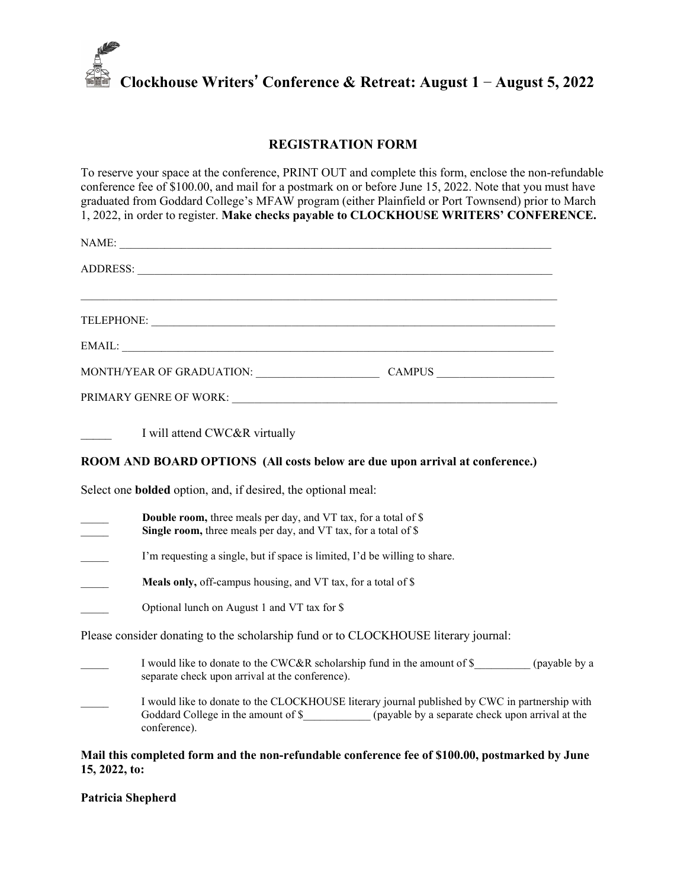# Clockhouse Writers' Conference & Retreat: August 1 – August 5, 2022

## REGISTRATION FORM

To reserve your space at the conference, PRINT OUT and complete this form, enclose the non-refundable conference fee of $100.00, and mail for a postmark on or before June 15, 2022. Note that you must have graduated from Goddard College's MFAW program (either Plainfield or Port Townsend) prior to March 1, 2022, in order to register. **Make checks payable to CLOCKHOUSE WRITERS' CONFERENCE.**

NAME: ____________________________________________________________________________

ADDRESS: __________________________________________________________________________

______________________________________________________________________________________

TELEPHONE: ________________________________________________________________________

EMAIL: ____________________________________________________________________________

MONTH/YEAR OF GRADUATION: ______________________ CAMPUS _____________________

PRIMARY GENRE OF WORK: ____________________________________________________________

_____ I will attend CWC&R virtually

**ROOM AND BOARD OPTIONS (All costs below are due upon arrival at conference.)**

Select one **bolded** option, and, if desired, the optional meal:

_____ **Double room,** three meals per day, and VT tax, for a total of $

_____ **Single room,** three meals per day, and VT tax, for a total of $

_____ I'm requesting a single, but if space is limited, I'd be willing to share.

_____ **Meals only,** off-campus housing, and VT tax, for a total of $

_____ Optional lunch on August 1 and VT tax for $

Please consider donating to the scholarship fund or to CLOCKHOUSE literary journal:

_____ I would like to donate to the CWC&R scholarship fund in the amount of $__________ (payable by a separate check upon arrival at the conference).

_____ I would like to donate to the CLOCKHOUSE literary journal published by CWC in partnership with Goddard College in the amount of $____________ (payable by a separate check upon arrival at the conference).

**Mail this completed form and the non-refundable conference fee of $100.00, postmarked by June 15, 2022, to:**

**Patricia Shepherd**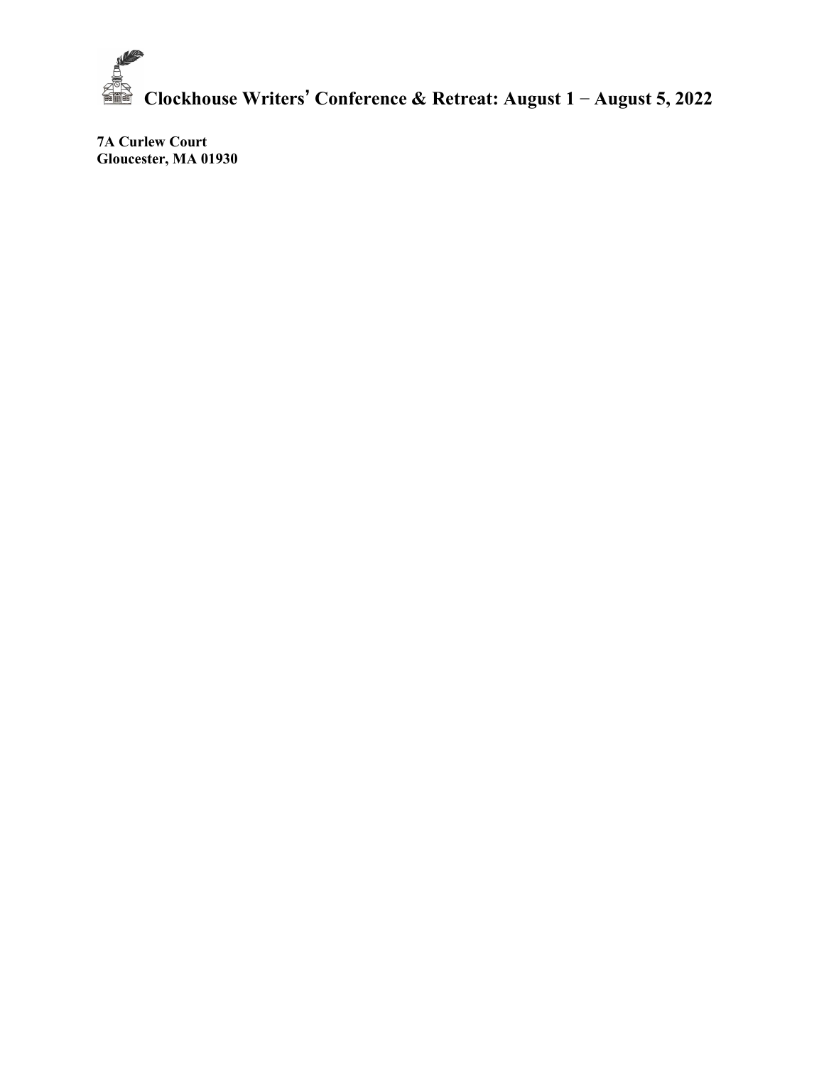**Clockhouse Writers' Conference & Retreat: August 1 – August 5, 2022**

**7A Curlew Court**
**Gloucester, MA 01930**